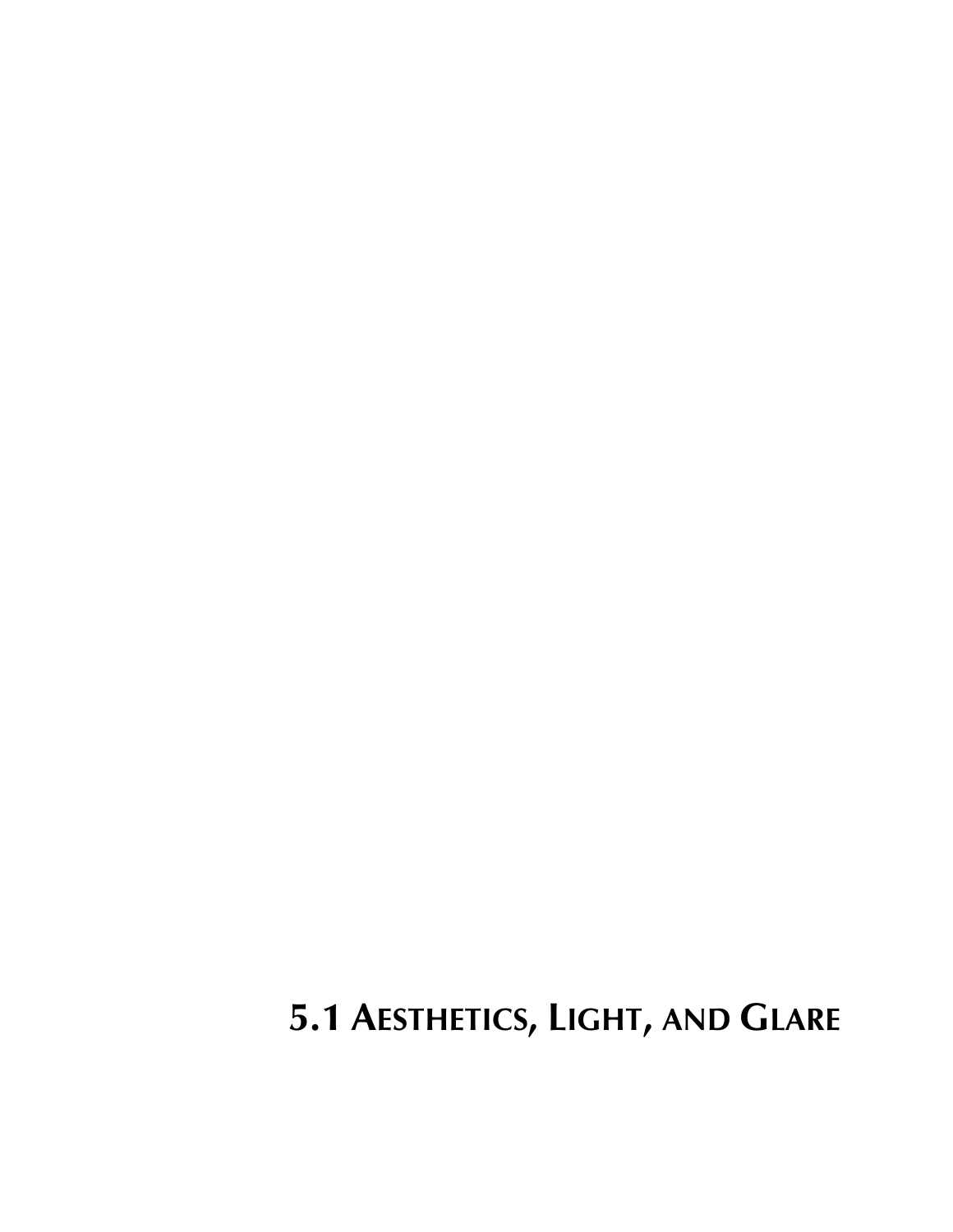# 5.1 Aesthetics, Light, and Glare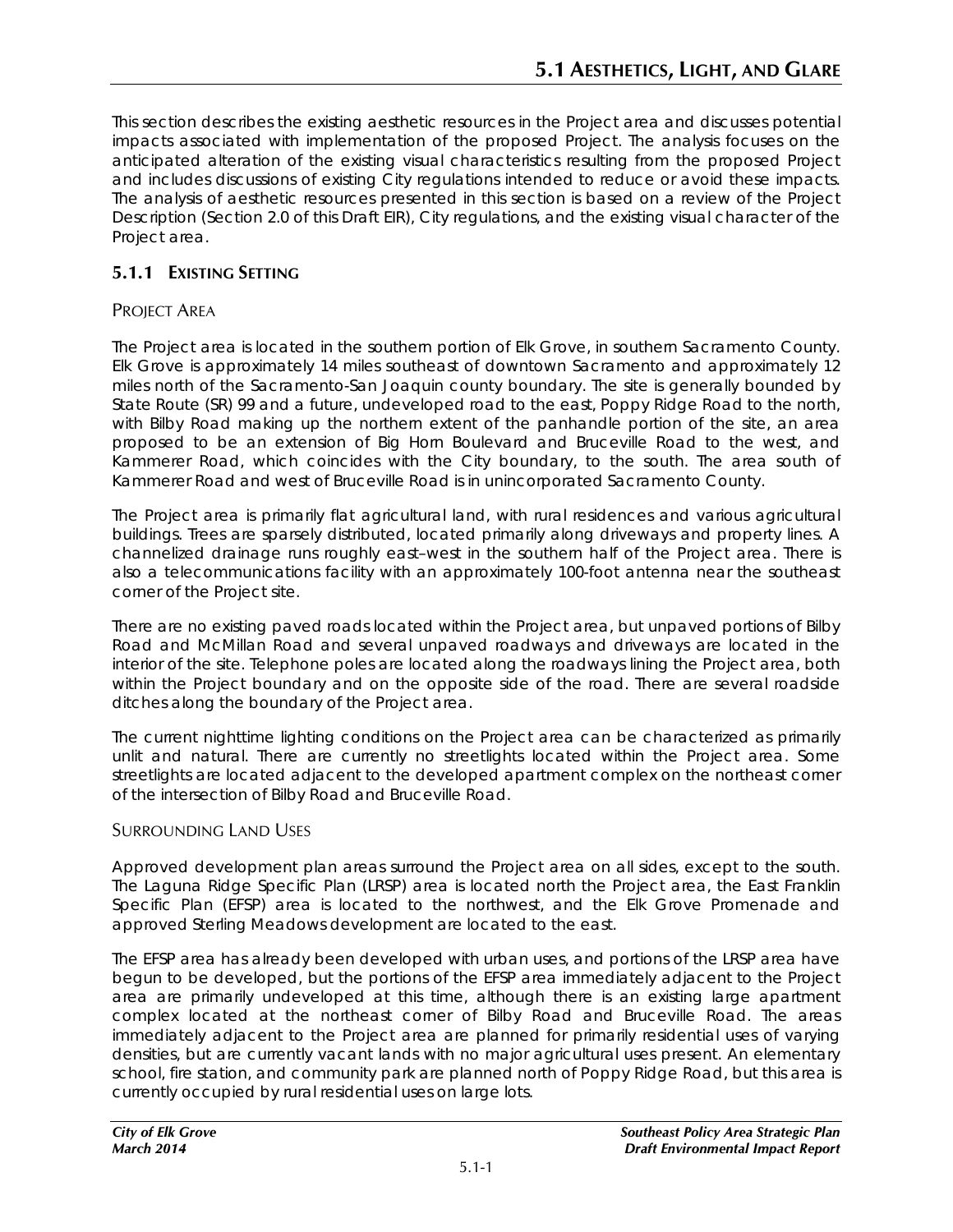# 5.1 Aesthetics, Light, and Glare

This section describes the existing aesthetic resources in the Project area and discusses potential impacts associated with implementation of the proposed Project. The analysis focuses on the anticipated alteration of the existing visual characteristics resulting from the proposed Project and includes discussions of existing City regulations intended to reduce or avoid these impacts. The analysis of aesthetic resources presented in this section is based on a review of the Project Description (Section 2.0 of this Draft EIR), City regulations, and the existing visual character of the Project area.

## 5.1.1 Existing Setting

### Project Area

The Project area is located in the southern portion of Elk Grove, in southern Sacramento County. Elk Grove is approximately 14 miles southeast of downtown Sacramento and approximately 12 miles north of the Sacramento-San Joaquin county boundary. The site is generally bounded by State Route (SR) 99 and a future, undeveloped road to the east, Poppy Ridge Road to the north, with Bilby Road making up the northern extent of the panhandle portion of the site, an area proposed to be an extension of Big Horn Boulevard and Bruceville Road to the west, and Kammerer Road, which coincides with the City boundary, to the south. The area south of Kammerer Road and west of Bruceville Road is in unincorporated Sacramento County.

The Project area is primarily flat agricultural land, with rural residences and various agricultural buildings. Trees are sparsely distributed, located primarily along driveways and property lines. A channelized drainage runs roughly east–west in the southern half of the Project area. There is also a telecommunications facility with an approximately 100-foot antenna near the southeast corner of the Project site.

There are no existing paved roads located within the Project area, but unpaved portions of Bilby Road and McMillan Road and several unpaved roadways and driveways are located in the interior of the site. Telephone poles are located along the roadways lining the Project area, both within the Project boundary and on the opposite side of the road. There are several roadside ditches along the boundary of the Project area.

The current nighttime lighting conditions on the Project area can be characterized as primarily unlit and natural. There are currently no streetlights located within the Project area. Some streetlights are located adjacent to the developed apartment complex on the northeast corner of the intersection of Bilby Road and Bruceville Road.

### Surrounding Land Uses

Approved development plan areas surround the Project area on all sides, except to the south. The Laguna Ridge Specific Plan (LRSP) area is located north the Project area, the East Franklin Specific Plan (EFSP) area is located to the northwest, and the Elk Grove Promenade and approved Sterling Meadows development are located to the east.

The EFSP area has already been developed with urban uses, and portions of the LRSP area have begun to be developed, but the portions of the EFSP area immediately adjacent to the Project area are primarily undeveloped at this time, although there is an existing large apartment complex located at the northeast corner of Bilby Road and Bruceville Road. The areas immediately adjacent to the Project area are planned for primarily residential uses of varying densities, but are currently vacant lands with no major agricultural uses present. An elementary school, fire station, and community park are planned north of Poppy Ridge Road, but this area is currently occupied by rural residential uses on large lots.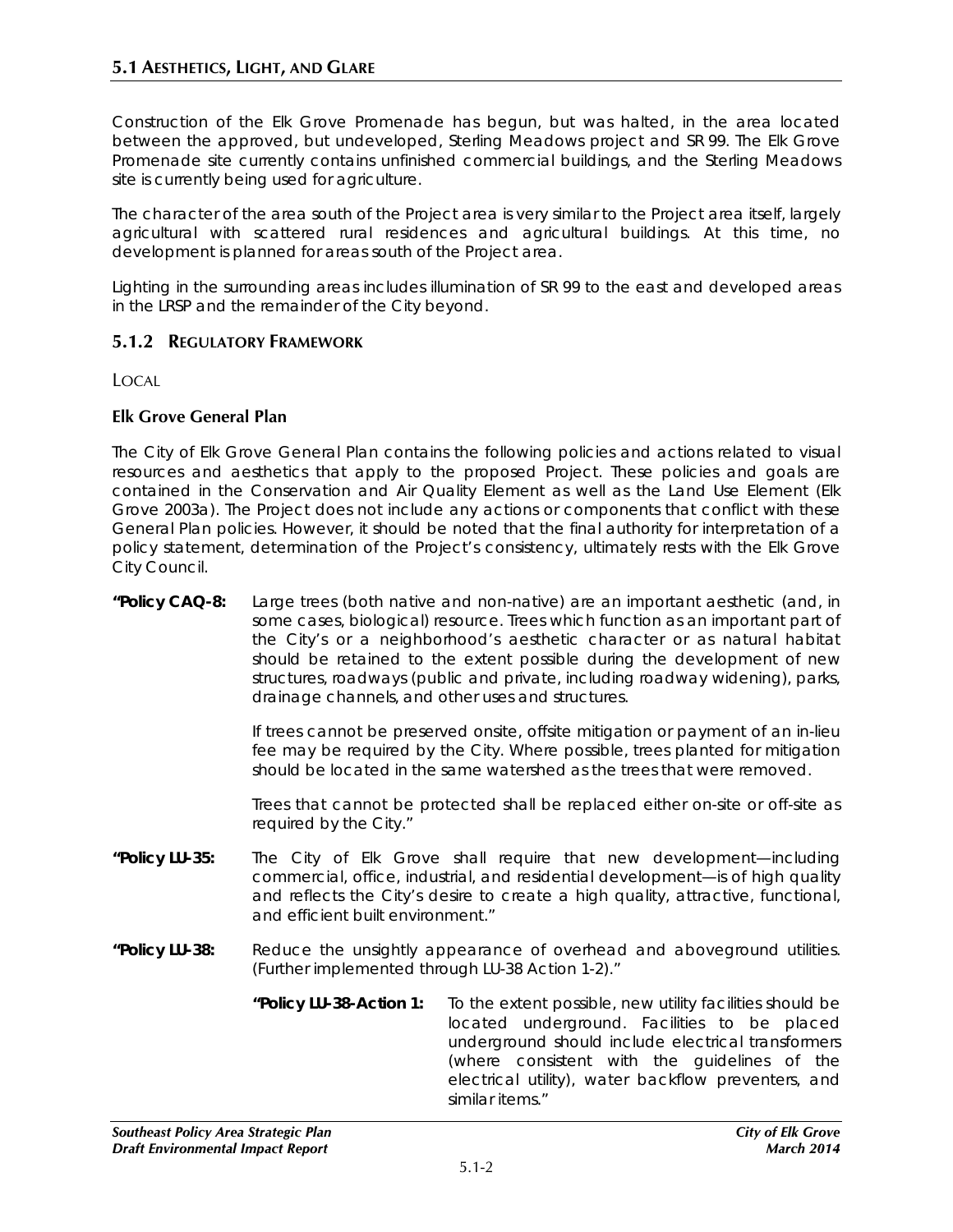Construction of the Elk Grove Promenade has begun, but was halted, in the area located between the approved, but undeveloped, Sterling Meadows project and SR 99. The Elk Grove Promenade site currently contains unfinished commercial buildings, and the Sterling Meadows site is currently being used for agriculture.

The character of the area south of the Project area is very similar to the Project area itself, largely agricultural with scattered rural residences and agricultural buildings. At this time, no development is planned for areas south of the Project area.

Lighting in the surrounding areas includes illumination of SR 99 to the east and developed areas in the LRSP and the remainder of the City beyond.

## 5.1.2 Regulatory Framework

LOCAL

### Elk Grove General Plan

The City of Elk Grove General Plan contains the following policies and actions related to visual resources and aesthetics that apply to the proposed Project. These policies and goals are contained in the Conservation and Air Quality Element as well as the Land Use Element (Elk Grove 2003a). The Project does not include any actions or components that conflict with these General Plan policies. However, it should be noted that the final authority for interpretation of a policy statement, determination of the Project's consistency, ultimately rests with the Elk Grove City Council.

**"Policy CAQ-8:** Large trees (both native and non-native) are an important aesthetic (and, in some cases, biological) resource. Trees which function as an important part of the City's or a neighborhood's aesthetic character or as natural habitat should be retained to the extent possible during the development of new structures, roadways (public and private, including roadway widening), parks, drainage channels, and other uses and structures.

If trees cannot be preserved onsite, offsite mitigation or payment of an in-lieu fee may be required by the City. Where possible, trees planted for mitigation should be located in the same watershed as the trees that were removed.

Trees that cannot be protected shall be replaced either on-site or off-site as required by the City."

**"Policy LU-35:** The City of Elk Grove shall require that new development—including commercial, office, industrial, and residential development—is of high quality and reflects the City's desire to create a high quality, attractive, functional, and efficient built environment."

**"Policy LU-38:** Reduce the unsightly appearance of overhead and aboveground utilities. (Further implemented through LU-38 Action 1-2)."

**"Policy LU-38-Action 1:** To the extent possible, new utility facilities should be located underground. Facilities to be placed underground should include electrical transformers (where consistent with the guidelines of the electrical utility), water backflow preventers, and similar items."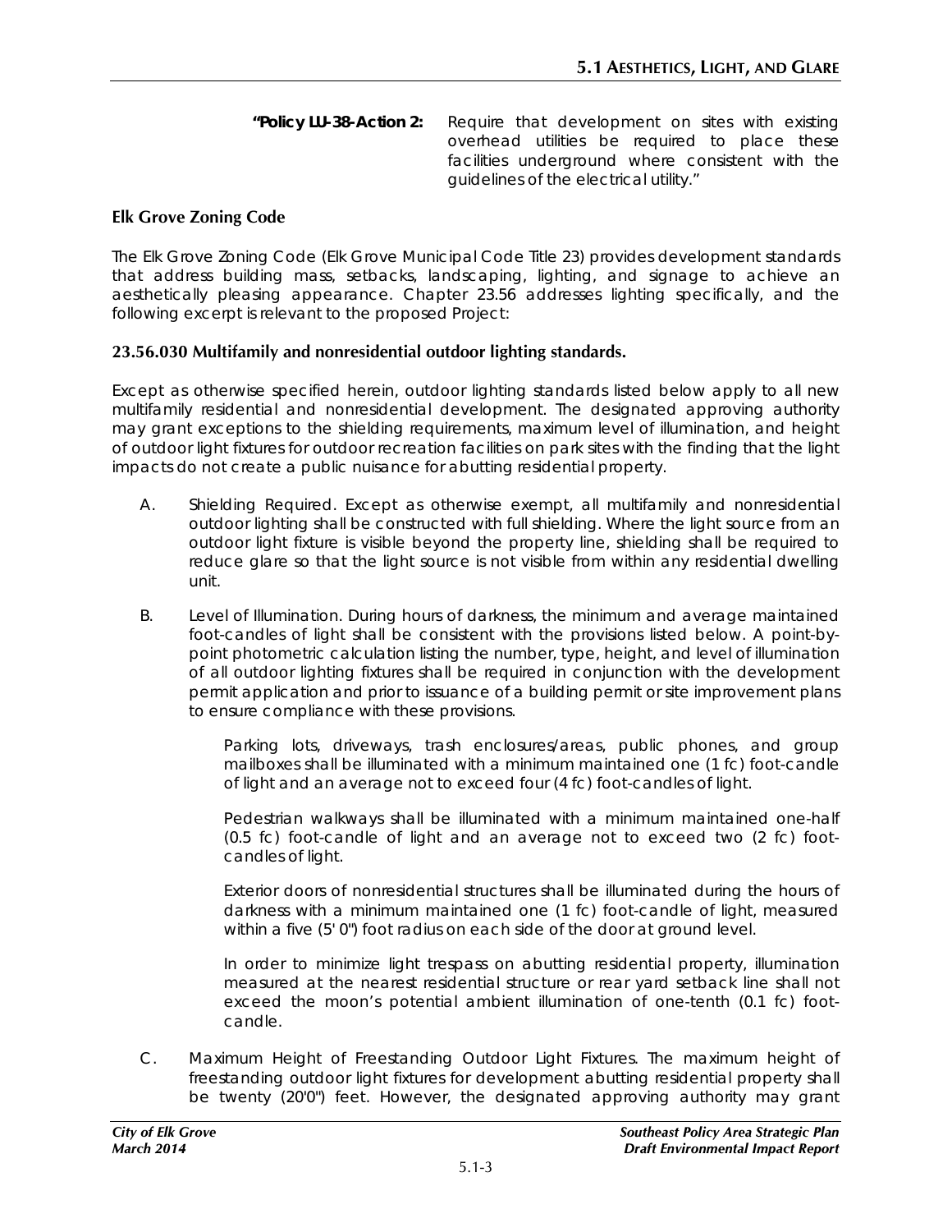**"Policy LU-38-Action 2:** Require that development on sites with existing overhead utilities be required to place these facilities underground where consistent with the guidelines of the electrical utility."

### Elk Grove Zoning Code

The Elk Grove Zoning Code (Elk Grove Municipal Code Title 23) provides development standards that address building mass, setbacks, landscaping, lighting, and signage to achieve an aesthetically pleasing appearance. Chapter 23.56 addresses lighting specifically, and the following excerpt is relevant to the proposed Project:

#### 23.56.030 Multifamily and nonresidential outdoor lighting standards.

*Except as otherwise specified herein, outdoor lighting standards listed below apply to all new multifamily residential and nonresidential development. The designated approving authority may grant exceptions to the shielding requirements, maximum level of illumination, and height of outdoor light fixtures for outdoor recreation facilities on park sites with the finding that the light impacts do not create a public nuisance for abutting residential property.*

A. *Shielding Required. Except as otherwise exempt, all multifamily and nonresidential outdoor lighting shall be constructed with full shielding. Where the light source from an outdoor light fixture is visible beyond the property line, shielding shall be required to reduce glare so that the light source is not visible from within any residential dwelling unit.*

B. *Level of Illumination. During hours of darkness, the minimum and average maintained foot-candles of light shall be consistent with the provisions listed below. A point-by-point photometric calculation listing the number, type, height, and level of illumination of all outdoor lighting fixtures shall be required in conjunction with the development permit application and prior to issuance of a building permit or site improvement plans to ensure compliance with these provisions.*

   *Parking lots, driveways, trash enclosures/areas, public phones, and group mailboxes shall be illuminated with a minimum maintained one (1 fc) foot-candle of light and an average not to exceed four (4 fc) foot-candles of light.*

   *Pedestrian walkways shall be illuminated with a minimum maintained one-half (0.5 fc) foot-candle of light and an average not to exceed two (2 fc) foot-candles of light.*

   *Exterior doors of nonresidential structures shall be illuminated during the hours of darkness with a minimum maintained one (1 fc) foot-candle of light, measured within a five (5' 0") foot radius on each side of the door at ground level.*

   *In order to minimize light trespass on abutting residential property, illumination measured at the nearest residential structure or rear yard setback line shall not exceed the moon's potential ambient illumination of one-tenth (0.1 fc) foot-candle.*

C. *Maximum Height of Freestanding Outdoor Light Fixtures. The maximum height of freestanding outdoor light fixtures for development abutting residential property shall be twenty (20'0") feet. However, the designated approving authority may grant*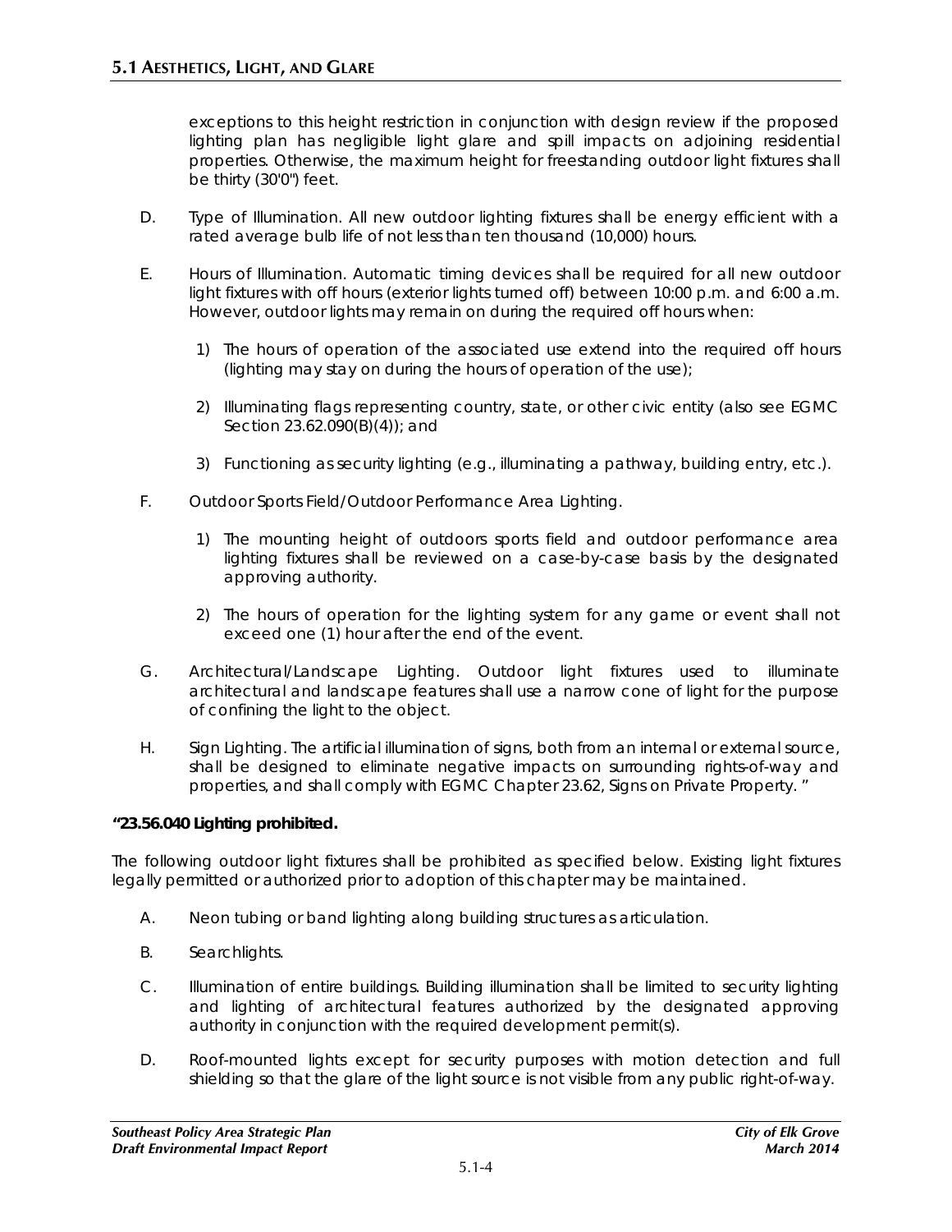exceptions to this height restriction in conjunction with design review if the proposed lighting plan has negligible light glare and spill impacts on adjoining residential properties. Otherwise, the maximum height for freestanding outdoor light fixtures shall be thirty (30'0") feet.

D. Type of Illumination. All new outdoor lighting fixtures shall be energy efficient with a rated average bulb life of not less than ten thousand (10,000) hours.

E. Hours of Illumination. Automatic timing devices shall be required for all new outdoor light fixtures with off hours (exterior lights turned off) between 10:00 p.m. and 6:00 a.m. However, outdoor lights may remain on during the required off hours when:

1) The hours of operation of the associated use extend into the required off hours (lighting may stay on during the hours of operation of the use);

2) Illuminating flags representing country, state, or other civic entity (also see EGMC Section 23.62.090(B)(4)); and

3) Functioning as security lighting (e.g., illuminating a pathway, building entry, etc.).

F. Outdoor Sports Field/Outdoor Performance Area Lighting.

1) The mounting height of outdoors sports field and outdoor performance area lighting fixtures shall be reviewed on a case-by-case basis by the designated approving authority.

2) The hours of operation for the lighting system for any game or event shall not exceed one (1) hour after the end of the event.

G. Architectural/Landscape Lighting. Outdoor light fixtures used to illuminate architectural and landscape features shall use a narrow cone of light for the purpose of confining the light to the object.

H. Sign Lighting. The artificial illumination of signs, both from an internal or external source, shall be designed to eliminate negative impacts on surrounding rights-of-way and properties, and shall comply with EGMC Chapter 23.62, Signs on Private Property. "

**"23.56.040 Lighting prohibited.**

The following outdoor light fixtures shall be prohibited as specified below. Existing light fixtures legally permitted or authorized prior to adoption of this chapter may be maintained.

A. Neon tubing or band lighting along building structures as articulation.

B. Searchlights.

C. Illumination of entire buildings. Building illumination shall be limited to security lighting and lighting of architectural features authorized by the designated approving authority in conjunction with the required development permit(s).

D. Roof-mounted lights except for security purposes with motion detection and full shielding so that the glare of the light source is not visible from any public right-of-way.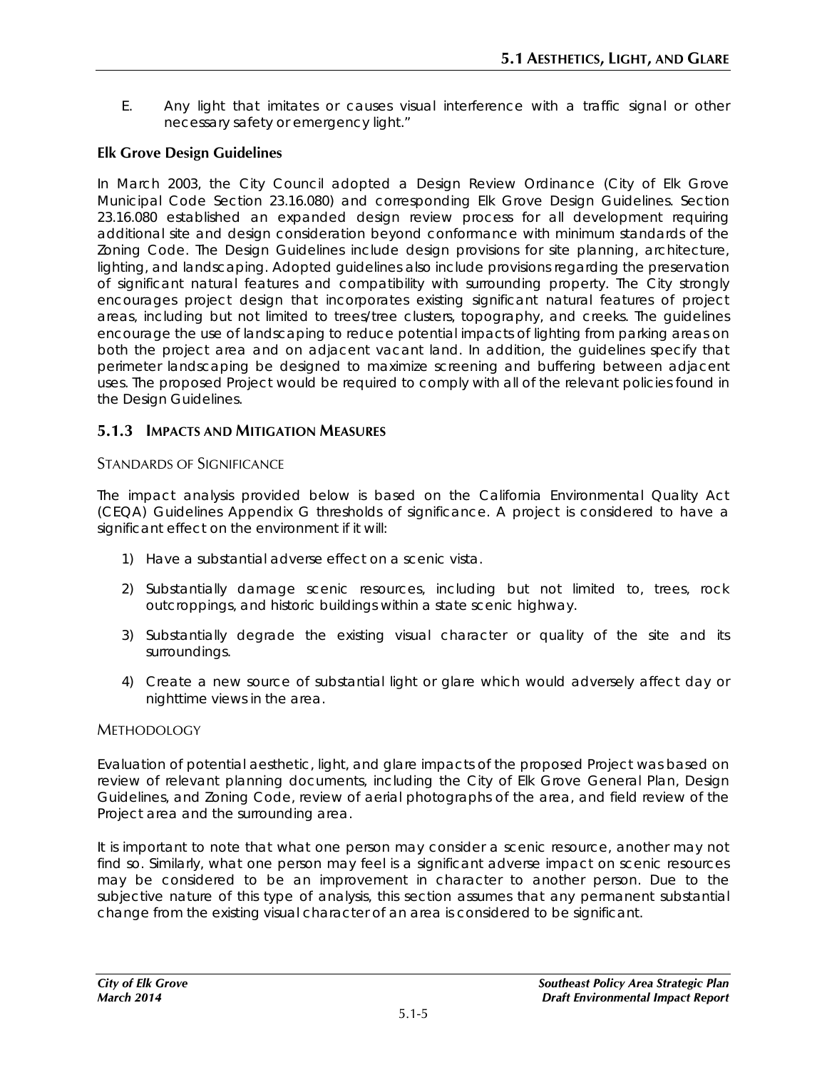E. Any light that imitates or causes visual interference with a traffic signal or other necessary safety or emergency light."

### Elk Grove Design Guidelines

In March 2003, the City Council adopted a Design Review Ordinance (City of Elk Grove Municipal Code Section 23.16.080) and corresponding Elk Grove Design Guidelines. Section 23.16.080 established an expanded design review process for all development requiring additional site and design consideration beyond conformance with minimum standards of the Zoning Code. The Design Guidelines include design provisions for site planning, architecture, lighting, and landscaping. Adopted guidelines also include provisions regarding the preservation of significant natural features and compatibility with surrounding property. The City strongly encourages project design that incorporates existing significant natural features of project areas, including but not limited to trees/tree clusters, topography, and creeks. The guidelines encourage the use of landscaping to reduce potential impacts of lighting from parking areas on both the project area and on adjacent vacant land. In addition, the guidelines specify that perimeter landscaping be designed to maximize screening and buffering between adjacent uses. The proposed Project would be required to comply with all of the relevant policies found in the Design Guidelines.

## 5.1.3 Impacts and Mitigation Measures

### Standards of Significance

The impact analysis provided below is based on the California Environmental Quality Act (CEQA) Guidelines Appendix G thresholds of significance. A project is considered to have a significant effect on the environment if it will:

1) Have a substantial adverse effect on a scenic vista.
2) Substantially damage scenic resources, including but not limited to, trees, rock outcroppings, and historic buildings within a state scenic highway.
3) Substantially degrade the existing visual character or quality of the site and its surroundings.
4) Create a new source of substantial light or glare which would adversely affect day or nighttime views in the area.

### Methodology

Evaluation of potential aesthetic, light, and glare impacts of the proposed Project was based on review of relevant planning documents, including the City of Elk Grove General Plan, Design Guidelines, and Zoning Code, review of aerial photographs of the area, and field review of the Project area and the surrounding area.

It is important to note that what one person may consider a scenic resource, another may not find so. Similarly, what one person may feel is a significant adverse impact on scenic resources may be considered to be an improvement in character to another person. Due to the subjective nature of this type of analysis, this section assumes that any permanent substantial change from the existing visual character of an area is considered to be significant.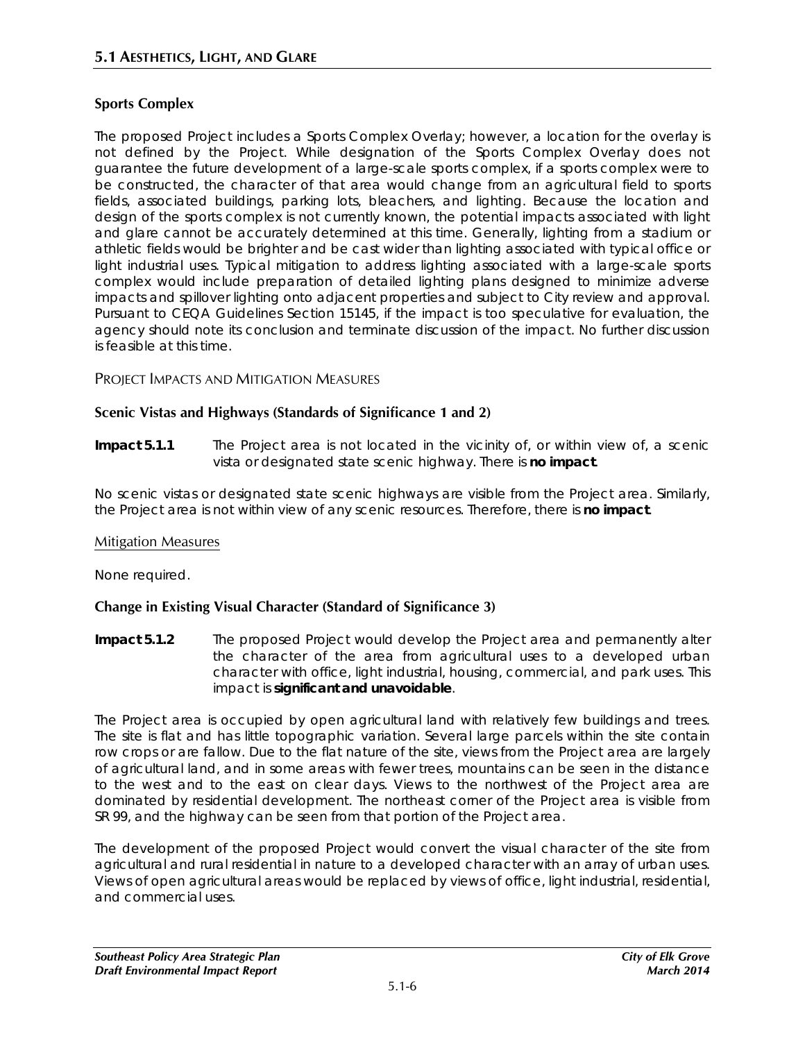**Sports Complex**

The proposed Project includes a Sports Complex Overlay; however, a location for the overlay is not defined by the Project. While designation of the Sports Complex Overlay does not guarantee the future development of a large-scale sports complex, if a sports complex were to be constructed, the character of that area would change from an agricultural field to sports fields, associated buildings, parking lots, bleachers, and lighting. Because the location and design of the sports complex is not currently known, the potential impacts associated with light and glare cannot be accurately determined at this time. Generally, lighting from a stadium or athletic fields would be brighter and be cast wider than lighting associated with typical office or light industrial uses. Typical mitigation to address lighting associated with a large-scale sports complex would include preparation of detailed lighting plans designed to minimize adverse impacts and spillover lighting onto adjacent properties and subject to City review and approval. Pursuant to CEQA Guidelines Section 15145, if the impact is too speculative for evaluation, the agency should note its conclusion and terminate discussion of the impact. No further discussion is feasible at this time.

## Project Impacts and Mitigation Measures

### Scenic Vistas and Highways (Standards of Significance 1 and 2)

**Impact 5.1.1** The Project area is not located in the vicinity of, or within view of, a scenic vista or designated state scenic highway. There is **no impact**.

No scenic vistas or designated state scenic highways are visible from the Project area. Similarly, the Project area is not within view of any scenic resources. Therefore, there is **no impact**.

Mitigation Measures

None required.

### Change in Existing Visual Character (Standard of Significance 3)

**Impact 5.1.2** The proposed Project would develop the Project area and permanently alter the character of the area from agricultural uses to a developed urban character with office, light industrial, housing, commercial, and park uses. This impact is **significant and unavoidable**.

The Project area is occupied by open agricultural land with relatively few buildings and trees. The site is flat and has little topographic variation. Several large parcels within the site contain row crops or are fallow. Due to the flat nature of the site, views from the Project area are largely of agricultural land, and in some areas with fewer trees, mountains can be seen in the distance to the west and to the east on clear days. Views to the northwest of the Project area are dominated by residential development. The northeast corner of the Project area is visible from SR 99, and the highway can be seen from that portion of the Project area.

The development of the proposed Project would convert the visual character of the site from agricultural and rural residential in nature to a developed character with an array of urban uses. Views of open agricultural areas would be replaced by views of office, light industrial, residential, and commercial uses.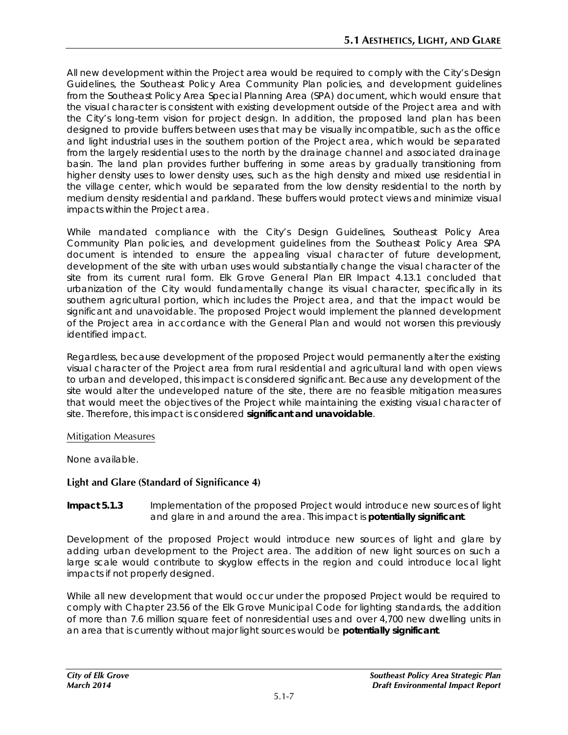All new development within the Project area would be required to comply with the City's Design Guidelines, the Southeast Policy Area Community Plan policies, and development guidelines from the Southeast Policy Area Special Planning Area (SPA) document, which would ensure that the visual character is consistent with existing development outside of the Project area and with the City's long-term vision for project design. In addition, the proposed land plan has been designed to provide buffers between uses that may be visually incompatible, such as the office and light industrial uses in the southern portion of the Project area, which would be separated from the largely residential uses to the north by the drainage channel and associated drainage basin. The land plan provides further buffering in some areas by gradually transitioning from higher density uses to lower density uses, such as the high density and mixed use residential in the village center, which would be separated from the low density residential to the north by medium density residential and parkland. These buffers would protect views and minimize visual impacts within the Project area.

While mandated compliance with the City's Design Guidelines, Southeast Policy Area Community Plan policies, and development guidelines from the Southeast Policy Area SPA document is intended to ensure the appealing visual character of future development, development of the site with urban uses would substantially change the visual character of the site from its current rural form. Elk Grove General Plan EIR Impact 4.13.1 concluded that urbanization of the City would fundamentally change its visual character, specifically in its southern agricultural portion, which includes the Project area, and that the impact would be significant and unavoidable. The proposed Project would implement the planned development of the Project area in accordance with the General Plan and would not worsen this previously identified impact.

Regardless, because development of the proposed Project would permanently alter the existing visual character of the Project area from rural residential and agricultural land with open views to urban and developed, this impact is considered significant. Because any development of the site would alter the undeveloped nature of the site, there are no feasible mitigation measures that would meet the objectives of the Project while maintaining the existing visual character of site. Therefore, this impact is considered **significant and unavoidable**.

#### Mitigation Measures

None available.

### Light and Glare (Standard of Significance 4)

**Impact 5.1.3** Implementation of the proposed Project would introduce new sources of light and glare in and around the area. This impact is **potentially significant**.

Development of the proposed Project would introduce new sources of light and glare by adding urban development to the Project area. The addition of new light sources on such a large scale would contribute to skyglow effects in the region and could introduce local light impacts if not properly designed.

While all new development that would occur under the proposed Project would be required to comply with Chapter 23.56 of the Elk Grove Municipal Code for lighting standards, the addition of more than 7.6 million square feet of nonresidential uses and over 4,700 new dwelling units in an area that is currently without major light sources would be **potentially significant**.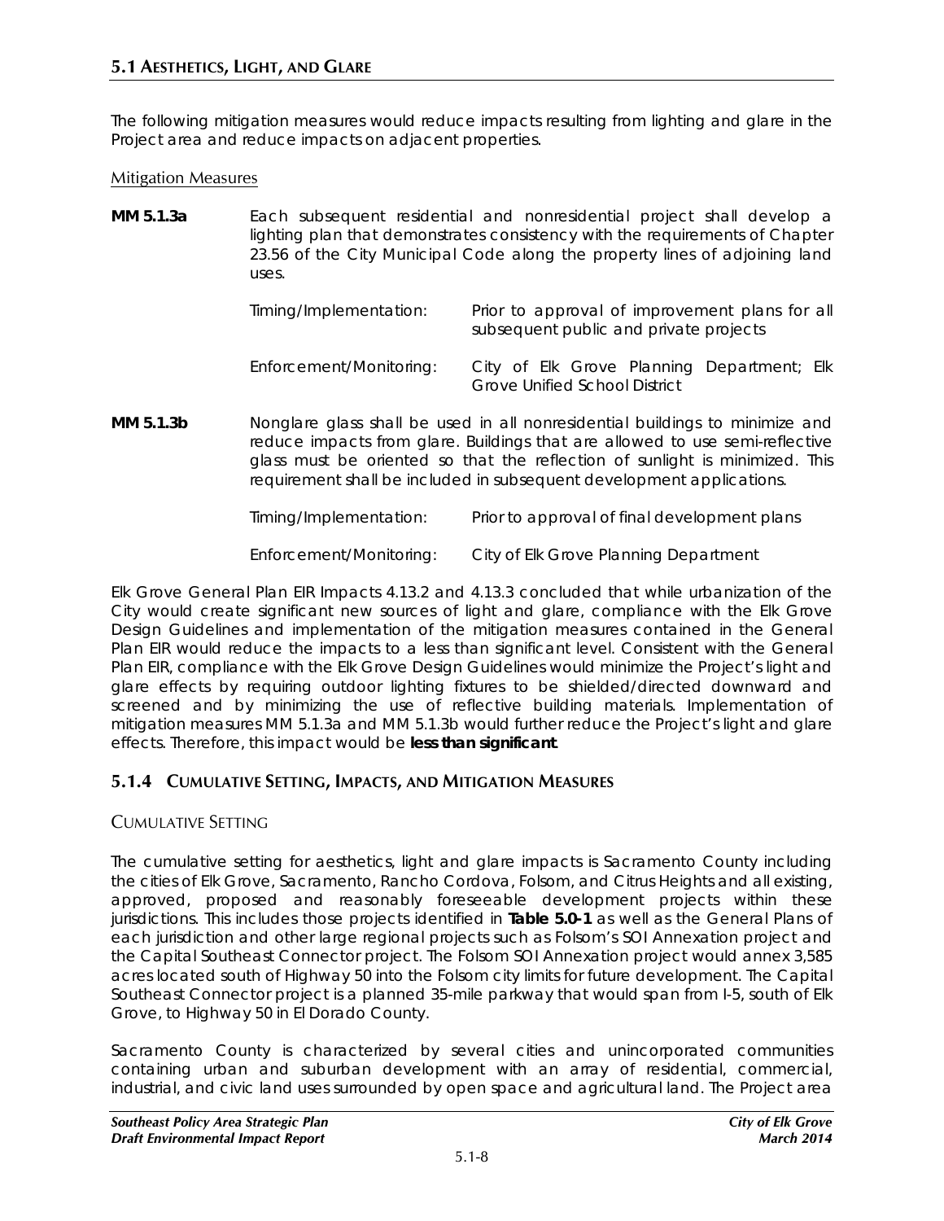The following mitigation measures would reduce impacts resulting from lighting and glare in the Project area and reduce impacts on adjacent properties.

Mitigation Measures

**MM 5.1.3a** Each subsequent residential and nonresidential project shall develop a lighting plan that demonstrates consistency with the requirements of Chapter 23.56 of the City Municipal Code along the property lines of adjoining land uses.

| | |
|---|---|
| Timing/Implementation: | Prior to approval of improvement plans for all subsequent public and private projects |
| Enforcement/Monitoring: | City of Elk Grove Planning Department; Elk Grove Unified School District |

**MM 5.1.3b** Nonglare glass shall be used in all nonresidential buildings to minimize and reduce impacts from glare. Buildings that are allowed to use semi-reflective glass must be oriented so that the reflection of sunlight is minimized. This requirement shall be included in subsequent development applications.

| | |
|---|---|
| Timing/Implementation: | Prior to approval of final development plans |
| Enforcement/Monitoring: | City of Elk Grove Planning Department |

Elk Grove General Plan EIR Impacts 4.13.2 and 4.13.3 concluded that while urbanization of the City would create significant new sources of light and glare, compliance with the Elk Grove Design Guidelines and implementation of the mitigation measures contained in the General Plan EIR would reduce the impacts to a less than significant level. Consistent with the General Plan EIR, compliance with the Elk Grove Design Guidelines would minimize the Project's light and glare effects by requiring outdoor lighting fixtures to be shielded/directed downward and screened and by minimizing the use of reflective building materials. Implementation of mitigation measures MM 5.1.3a and MM 5.1.3b would further reduce the Project's light and glare effects. Therefore, this impact would be **less than significant**.

## 5.1.4 Cumulative Setting, Impacts, and Mitigation Measures

### Cumulative Setting

The cumulative setting for aesthetics, light and glare impacts is Sacramento County including the cities of Elk Grove, Sacramento, Rancho Cordova, Folsom, and Citrus Heights and all existing, approved, proposed and reasonably foreseeable development projects within these jurisdictions. This includes those projects identified in **Table 5.0-1** as well as the General Plans of each jurisdiction and other large regional projects such as Folsom's SOI Annexation project and the Capital Southeast Connector project. The Folsom SOI Annexation project would annex 3,585 acres located south of Highway 50 into the Folsom city limits for future development. The Capital Southeast Connector project is a planned 35-mile parkway that would span from I-5, south of Elk Grove, to Highway 50 in El Dorado County.

Sacramento County is characterized by several cities and unincorporated communities containing urban and suburban development with an array of residential, commercial, industrial, and civic land uses surrounded by open space and agricultural land. The Project area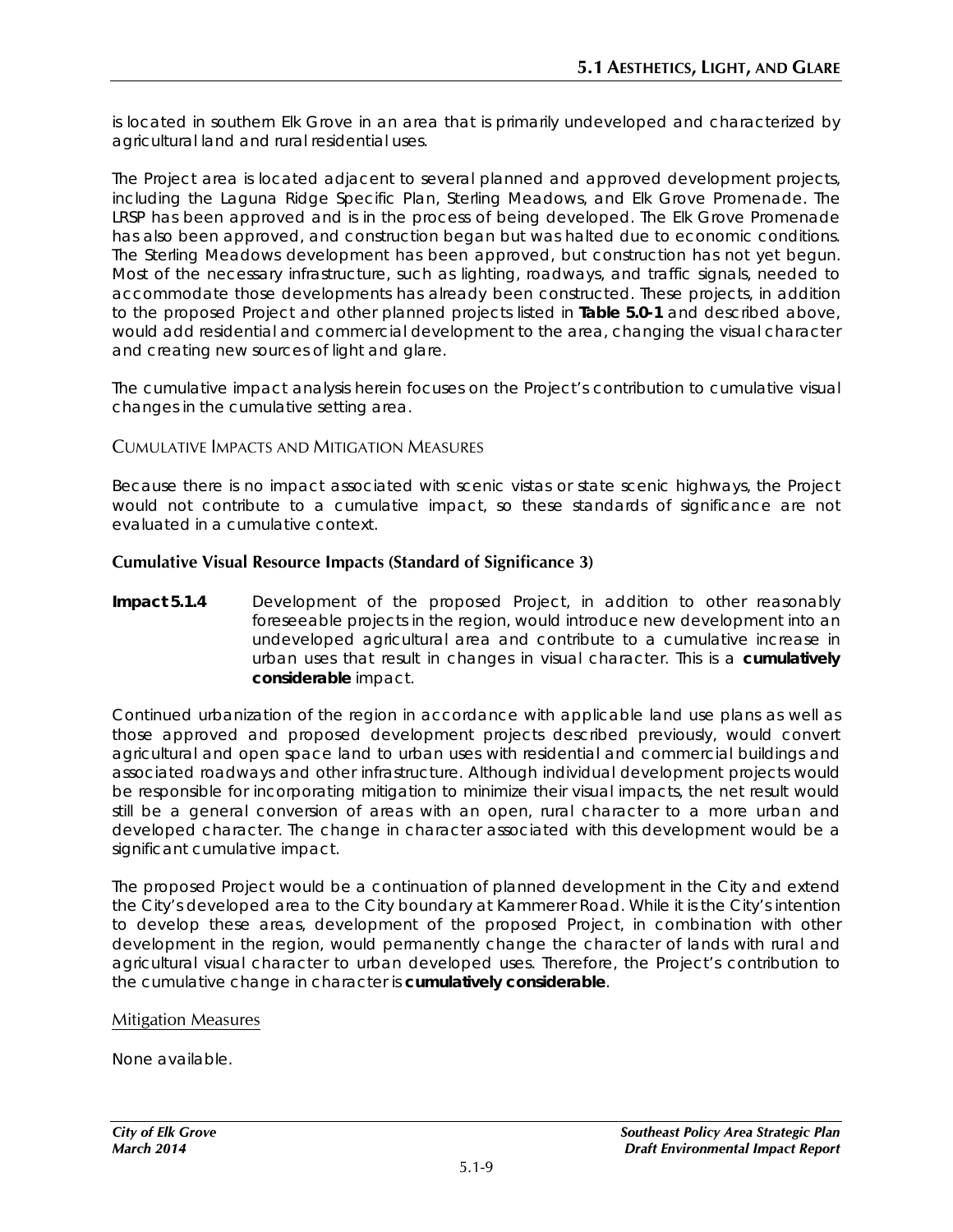is located in southern Elk Grove in an area that is primarily undeveloped and characterized by agricultural land and rural residential uses.

The Project area is located adjacent to several planned and approved development projects, including the Laguna Ridge Specific Plan, Sterling Meadows, and Elk Grove Promenade. The LRSP has been approved and is in the process of being developed. The Elk Grove Promenade has also been approved, and construction began but was halted due to economic conditions. The Sterling Meadows development has been approved, but construction has not yet begun. Most of the necessary infrastructure, such as lighting, roadways, and traffic signals, needed to accommodate those developments has already been constructed. These projects, in addition to the proposed Project and other planned projects listed in **Table 5.0-1** and described above, would add residential and commercial development to the area, changing the visual character and creating new sources of light and glare.

The cumulative impact analysis herein focuses on the Project's contribution to cumulative visual changes in the cumulative setting area.

## Cumulative Impacts and Mitigation Measures

Because there is no impact associated with scenic vistas or state scenic highways, the Project would not contribute to a cumulative impact, so these standards of significance are not evaluated in a cumulative context.

### Cumulative Visual Resource Impacts (Standard of Significance 3)

**Impact 5.1.4** Development of the proposed Project, in addition to other reasonably foreseeable projects in the region, would introduce new development into an undeveloped agricultural area and contribute to a cumulative increase in urban uses that result in changes in visual character. This is a **cumulatively considerable** impact.

Continued urbanization of the region in accordance with applicable land use plans as well as those approved and proposed development projects described previously, would convert agricultural and open space land to urban uses with residential and commercial buildings and associated roadways and other infrastructure. Although individual development projects would be responsible for incorporating mitigation to minimize their visual impacts, the net result would still be a general conversion of areas with an open, rural character to a more urban and developed character. The change in character associated with this development would be a significant cumulative impact.

The proposed Project would be a continuation of planned development in the City and extend the City's developed area to the City boundary at Kammerer Road. While it is the City's intention to develop these areas, development of the proposed Project, in combination with other development in the region, would permanently change the character of lands with rural and agricultural visual character to urban developed uses. Therefore, the Project's contribution to the cumulative change in character is **cumulatively considerable**.

#### Mitigation Measures

None available.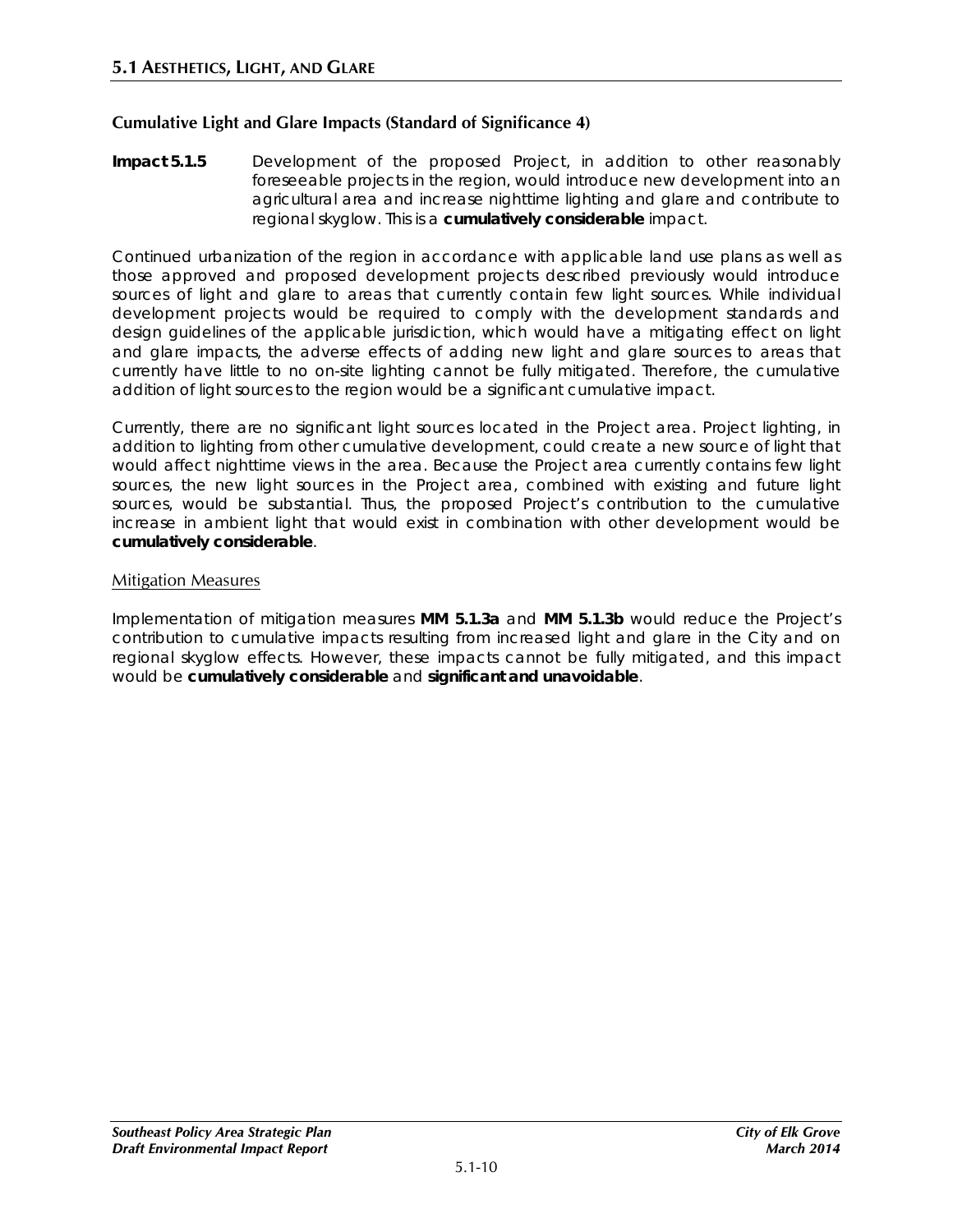### Cumulative Light and Glare Impacts (Standard of Significance 4)

**Impact 5.1.5** Development of the proposed Project, in addition to other reasonably foreseeable projects in the region, would introduce new development into an agricultural area and increase nighttime lighting and glare and contribute to regional skyglow. This is a **cumulatively considerable** impact.

Continued urbanization of the region in accordance with applicable land use plans as well as those approved and proposed development projects described previously would introduce sources of light and glare to areas that currently contain few light sources. While individual development projects would be required to comply with the development standards and design guidelines of the applicable jurisdiction, which would have a mitigating effect on light and glare impacts, the adverse effects of adding new light and glare sources to areas that currently have little to no on-site lighting cannot be fully mitigated. Therefore, the cumulative addition of light sources to the region would be a significant cumulative impact.

Currently, there are no significant light sources located in the Project area. Project lighting, in addition to lighting from other cumulative development, could create a new source of light that would affect nighttime views in the area. Because the Project area currently contains few light sources, the new light sources in the Project area, combined with existing and future light sources, would be substantial. Thus, the proposed Project's contribution to the cumulative increase in ambient light that would exist in combination with other development would be **cumulatively considerable**.

#### Mitigation Measures

Implementation of mitigation measures **MM 5.1.3a** and **MM 5.1.3b** would reduce the Project's contribution to cumulative impacts resulting from increased light and glare in the City and on regional skyglow effects. However, these impacts cannot be fully mitigated, and this impact would be **cumulatively considerable** and **significant and unavoidable**.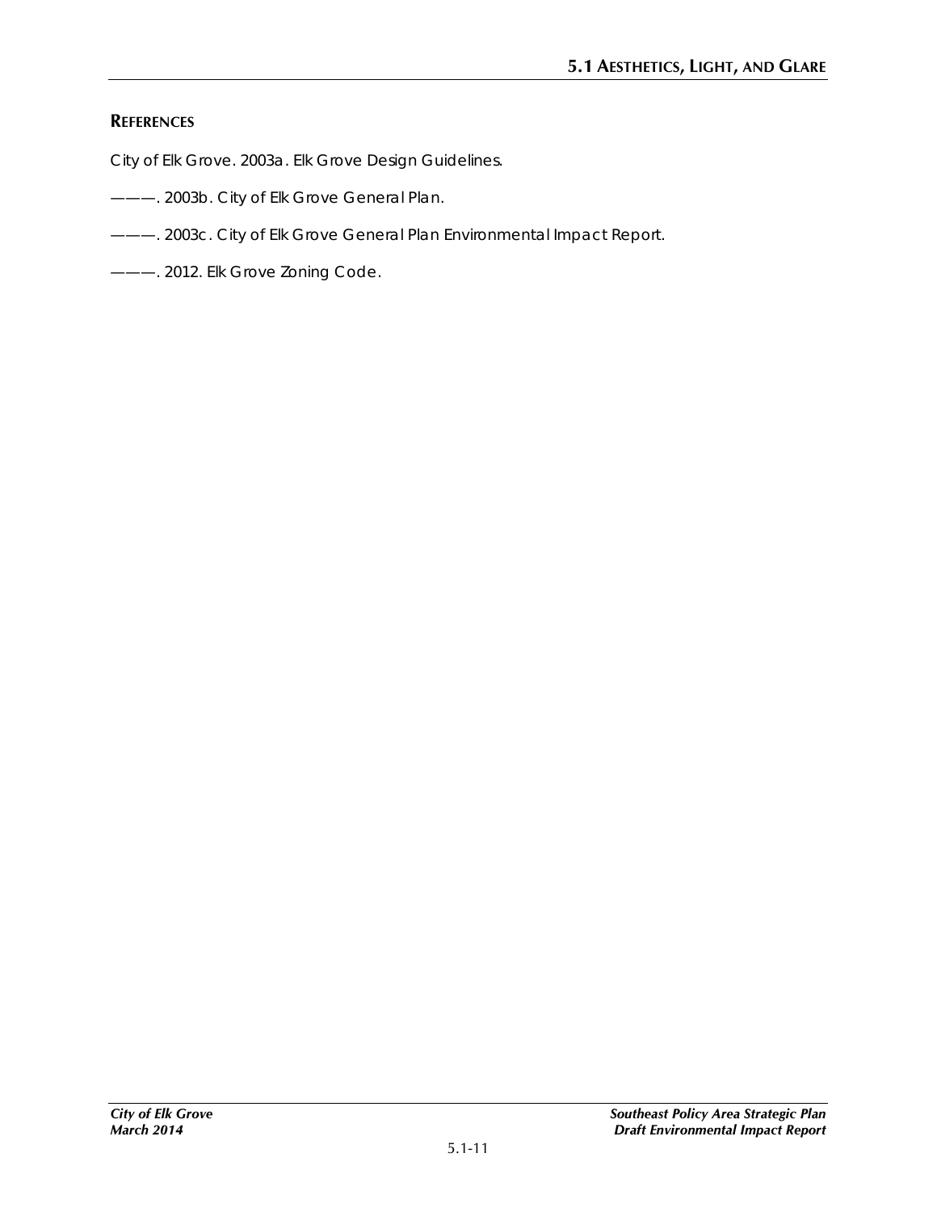## REFERENCES

City of Elk Grove. 2003a. Elk Grove Design Guidelines.

———. 2003b. City of Elk Grove General Plan.

———. 2003c. City of Elk Grove General Plan Environmental Impact Report.

———. 2012. Elk Grove Zoning Code.